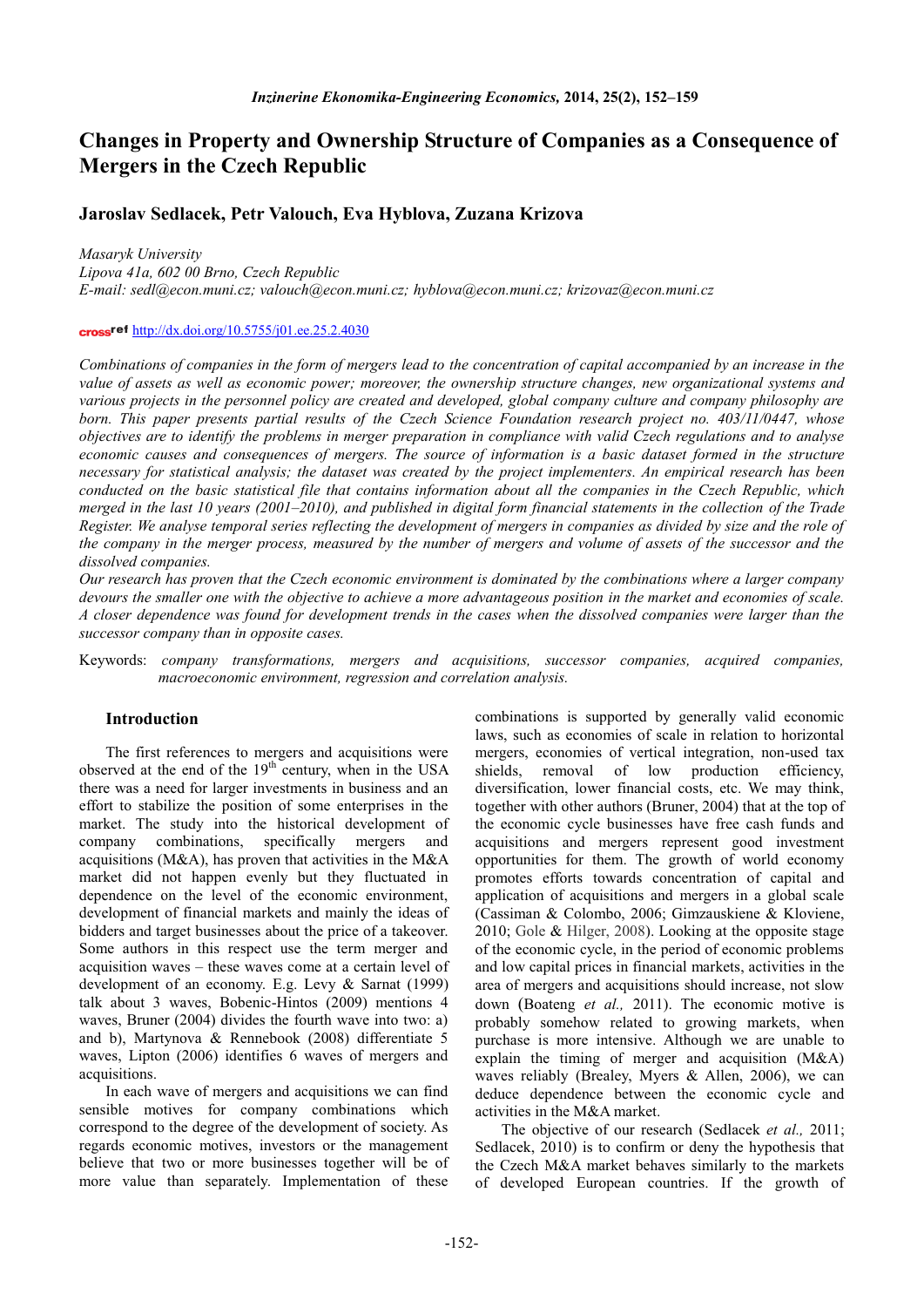# Changes in Property and Ownership Structure of Companies as a Consequence of Mergers in the Czech Republic

## Jaroslav Sedlacek, Petr Valouch, Eva Hyblova, Zuzana Krizova

*Masaryk University*
*Lipova 41a, 602 00 Brno, Czech Republic*
*E-mail: sedl@econ.muni.cz; valouch@econ.muni.cz; hyblova@econ.muni.cz; krizovaz@econ.muni.cz*

crossref http://dx.doi.org/10.5755/j01.ee.25.2.4030

*Combinations of companies in the form of mergers lead to the concentration of capital accompanied by an increase in the value of assets as well as economic power; moreover, the ownership structure changes, new organizational systems and various projects in the personnel policy are created and developed, global company culture and company philosophy are born. This paper presents partial results of the Czech Science Foundation research project no. 403/11/0447, whose objectives are to identify the problems in merger preparation in compliance with valid Czech regulations and to analyse economic causes and consequences of mergers. The source of information is a basic dataset formed in the structure necessary for statistical analysis; the dataset was created by the project implementers. An empirical research has been conducted on the basic statistical file that contains information about all the companies in the Czech Republic, which merged in the last 10 years (2001–2010), and published in digital form financial statements in the collection of the Trade Register. We analyse temporal series reflecting the development of mergers in companies as divided by size and the role of the company in the merger process, measured by the number of mergers and volume of assets of the successor and the dissolved companies.*

*Our research has proven that the Czech economic environment is dominated by the combinations where a larger company devours the smaller one with the objective to achieve a more advantageous position in the market and economies of scale. A closer dependence was found for development trends in the cases when the dissolved companies were larger than the successor company than in opposite cases.*

Keywords: *company transformations, mergers and acquisitions, successor companies, acquired companies, macroeconomic environment, regression and correlation analysis.*

## Introduction

The first references to mergers and acquisitions were observed at the end of the 19th century, when in the USA there was a need for larger investments in business and an effort to stabilize the position of some enterprises in the market. The study into the historical development of company combinations, specifically mergers and acquisitions (M&A), has proven that activities in the M&A market did not happen evenly but they fluctuated in dependence on the level of the economic environment, development of financial markets and mainly the ideas of bidders and target businesses about the price of a takeover. Some authors in this respect use the term merger and acquisition waves – these waves come at a certain level of development of an economy. E.g. Levy & Sarnat (1999) talk about 3 waves, Bobenic-Hintos (2009) mentions 4 waves, Bruner (2004) divides the fourth wave into two: a) and b), Martynova & Rennebook (2008) differentiate 5 waves, Lipton (2006) identifies 6 waves of mergers and acquisitions.

In each wave of mergers and acquisitions we can find sensible motives for company combinations which correspond to the degree of the development of society. As regards economic motives, investors or the management believe that two or more businesses together will be of more value than separately. Implementation of these combinations is supported by generally valid economic laws, such as economies of scale in relation to horizontal mergers, economies of vertical integration, non-used tax shields, removal of low production efficiency, diversification, lower financial costs, etc. We may think, together with other authors (Bruner, 2004) that at the top of the economic cycle businesses have free cash funds and acquisitions and mergers represent good investment opportunities for them. The growth of world economy promotes efforts towards concentration of capital and application of acquisitions and mergers in a global scale (Cassiman & Colombo, 2006; Gimzauskiene & Kloviene, 2010; Gole & Hilger, 2008). Looking at the opposite stage of the economic cycle, in the period of economic problems and low capital prices in financial markets, activities in the area of mergers and acquisitions should increase, not slow down (Boateng *et al.,* 2011). The economic motive is probably somehow related to growing markets, when purchase is more intensive. Although we are unable to explain the timing of merger and acquisition (M&A) waves reliably (Brealey, Myers & Allen, 2006), we can deduce dependence between the economic cycle and activities in the M&A market.

The objective of our research (Sedlacek *et al.,* 2011; Sedlacek, 2010) is to confirm or deny the hypothesis that the Czech M&A market behaves similarly to the markets of developed European countries. If the growth of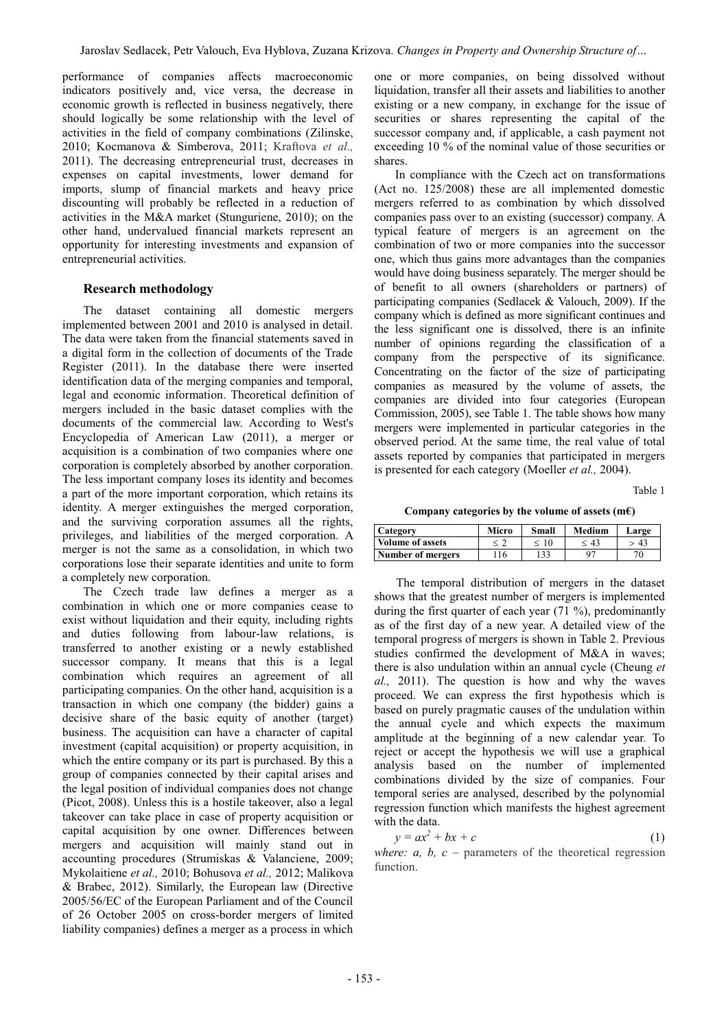performance of companies affects macroeconomic indicators positively and, vice versa, the decrease in economic growth is reflected in business negatively, there should logically be some relationship with the level of activities in the field of company combinations (Zilinske, 2010; Kocmanova & Simberova, 2011; Kraftova *et al.,* 2011). The decreasing entrepreneurial trust, decreases in expenses on capital investments, lower demand for imports, slump of financial markets and heavy price discounting will probably be reflected in a reduction of activities in the M&A market (Stunguriene, 2010); on the other hand, undervalued financial markets represent an opportunity for interesting investments and expansion of entrepreneurial activities.

## Research methodology

The dataset containing all domestic mergers implemented between 2001 and 2010 is analysed in detail. The data were taken from the financial statements saved in a digital form in the collection of documents of the Trade Register (2011). In the database there were inserted identification data of the merging companies and temporal, legal and economic information. Theoretical definition of mergers included in the basic dataset complies with the documents of the commercial law. According to West's Encyclopedia of American Law (2011), a merger or acquisition is a combination of two companies where one corporation is completely absorbed by another corporation. The less important company loses its identity and becomes a part of the more important corporation, which retains its identity. A merger extinguishes the merged corporation, and the surviving corporation assumes all the rights, privileges, and liabilities of the merged corporation. A merger is not the same as a consolidation, in which two corporations lose their separate identities and unite to form a completely new corporation.

The Czech trade law defines a merger as a combination in which one or more companies cease to exist without liquidation and their equity, including rights and duties following from labour-law relations, is transferred to another existing or a newly established successor company. It means that this is a legal combination which requires an agreement of all participating companies. On the other hand, acquisition is a transaction in which one company (the bidder) gains a decisive share of the basic equity of another (target) business. The acquisition can have a character of capital investment (capital acquisition) or property acquisition, in which the entire company or its part is purchased. By this a group of companies connected by their capital arises and the legal position of individual companies does not change (Picot, 2008). Unless this is a hostile takeover, also a legal takeover can take place in case of property acquisition or capital acquisition by one owner. Differences between mergers and acquisition will mainly stand out in accounting procedures (Strumiskas & Valanciene, 2009; Mykolaitiene *et al.,* 2010; Bohusova *et al.,* 2012; Malikova & Brabec, 2012). Similarly, the European law (Directive 2005/56/EC of the European Parliament and of the Council of 26 October 2005 on cross-border mergers of limited liability companies) defines a merger as a process in which one or more companies, on being dissolved without liquidation, transfer all their assets and liabilities to another existing or a new company, in exchange for the issue of securities or shares representing the capital of the successor company and, if applicable, a cash payment not exceeding 10 % of the nominal value of those securities or shares.

In compliance with the Czech act on transformations (Act no. 125/2008) these are all implemented domestic mergers referred to as combination by which dissolved companies pass over to an existing (successor) company. A typical feature of mergers is an agreement on the combination of two or more companies into the successor one, which thus gains more advantages than the companies would have doing business separately. The merger should be of benefit to all owners (shareholders or partners) of participating companies (Sedlacek & Valouch, 2009). If the company which is defined as more significant continues and the less significant one is dissolved, there is an infinite number of opinions regarding the classification of a company from the perspective of its significance. Concentrating on the factor of the size of participating companies as measured by the volume of assets, the companies are divided into four categories (European Commission, 2005), see Table 1. The table shows how many mergers were implemented in particular categories in the observed period. At the same time, the real value of total assets reported by companies that participated in mergers is presented for each category (Moeller *et al.,* 2004).

Table 1

**Company categories by the volume of assets (m€)**

| Category | Micro | Small | Medium | Large |
|---|---|---|---|---|
| Volume of assets | ≤ 2 | ≤ 10 | ≤ 43 | > 43 |
| Number of mergers | 116 | 133 | 97 | 70 |

The temporal distribution of mergers in the dataset shows that the greatest number of mergers is implemented during the first quarter of each year (71 %), predominantly as of the first day of a new year. A detailed view of the temporal progress of mergers is shown in Table 2. Previous studies confirmed the development of M&A in waves; there is also undulation within an annual cycle (Cheung *et al.,* 2011). The question is how and why the waves proceed. We can express the first hypothesis which is based on purely pragmatic causes of the undulation within the annual cycle and which expects the maximum amplitude at the beginning of a new calendar year. To reject or accept the hypothesis we will use a graphical analysis based on the number of implemented combinations divided by the size of companies. Four temporal series are analysed, described by the polynomial regression function which manifests the highest agreement with the data.

$$y = ax^2 + bx + c \tag{1}$$

*where:* $a$, $b$, $c$ – parameters of the theoretical regression function.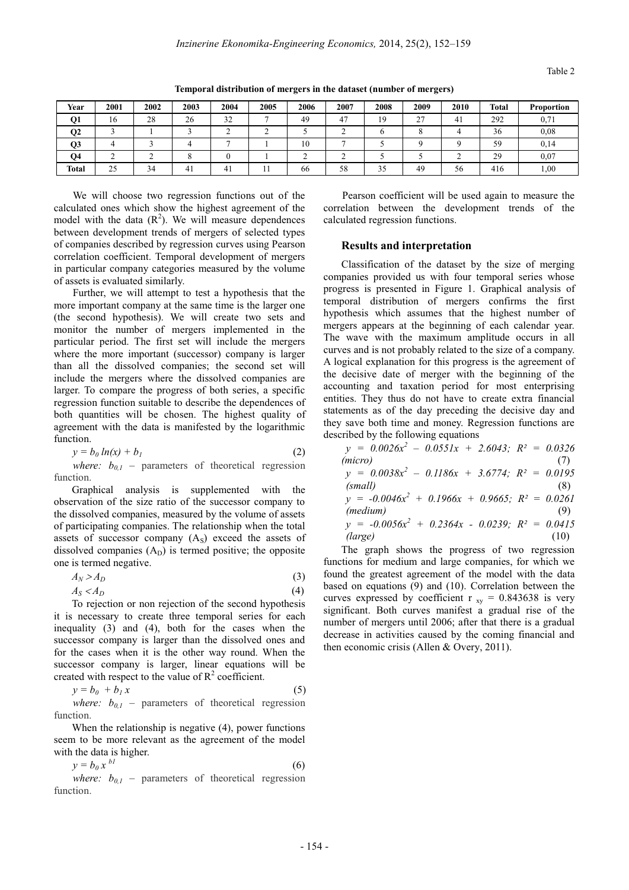Table 2

**Temporal distribution of mergers in the dataset (number of mergers)**

| Year | 2001 | 2002 | 2003 | 2004 | 2005 | 2006 | 2007 | 2008 | 2009 | 2010 | Total | Proportion |
|---|---|---|---|---|---|---|---|---|---|---|---|---|
| **Q1** | 16 | 28 | 26 | 32 | 7 | 49 | 47 | 19 | 27 | 41 | 292 | 0,71 |
| **Q2** | 3 | 1 | 3 | 2 | 2 | 5 | 2 | 6 | 8 | 4 | 36 | 0,08 |
| **Q3** | 4 | 3 | 4 | 7 | 1 | 10 | 7 | 5 | 9 | 9 | 59 | 0,14 |
| **Q4** | 2 | 2 | 8 | 0 | 1 | 2 | 2 | 5 | 5 | 2 | 29 | 0,07 |
| **Total** | 25 | 34 | 41 | 41 | 11 | 66 | 58 | 35 | 49 | 56 | 416 | 1,00 |

We will choose two regression functions out of the calculated ones which show the highest agreement of the model with the data ($R^2$). We will measure dependences between development trends of mergers of selected types of companies described by regression curves using Pearson correlation coefficient. Temporal development of mergers in particular company categories measured by the volume of assets is evaluated similarly.

Further, we will attempt to test a hypothesis that the more important company at the same time is the larger one (the second hypothesis). We will create two sets and monitor the number of mergers implemented in the particular period. The first set will include the mergers where the more important (successor) company is larger than all the dissolved companies; the second set will include the mergers where the dissolved companies are larger. To compare the progress of both series, a specific regression function suitable to describe the dependences of both quantities will be chosen. The highest quality of agreement with the data is manifested by the logarithmic function.

$$y = b_0 \ln(x) + b_1 \quad (2)$$

*where:* $b_{0,1}$ – parameters of theoretical regression function.

Graphical analysis is supplemented with the observation of the size ratio of the successor company to the dissolved companies, measured by the volume of assets of participating companies. The relationship when the total assets of successor company ($A_S$) exceed the assets of dissolved companies ($A_D$) is termed positive; the opposite one is termed negative.

$$A_N > A_D \quad (3)$$

$$A_S < A_D \quad (4)$$

To rejection or non rejection of the second hypothesis it is necessary to create three temporal series for each inequality (3) and (4), both for the cases when the successor company is larger than the dissolved ones and for the cases when it is the other way round. When the successor company is larger, linear equations will be created with respect to the value of $R^2$ coefficient.

$$y = b_0 + b_1 x \quad (5)$$

*where:* $b_{0,1}$ – parameters of theoretical regression function.

When the relationship is negative (4), power functions seem to be more relevant as the agreement of the model with the data is higher.

$$y = b_0 x^{b1} \quad (6)$$

*where:* $b_{0,1}$ – parameters of theoretical regression function.

Pearson coefficient will be used again to measure the correlation between the development trends of the calculated regression functions.

## Results and interpretation

Classification of the dataset by the size of merging companies provided us with four temporal series whose progress is presented in Figure 1. Graphical analysis of temporal distribution of mergers confirms the first hypothesis which assumes that the highest number of mergers appears at the beginning of each calendar year. The wave with the maximum amplitude occurs in all curves and is not probably related to the size of a company. A logical explanation for this progress is the agreement of the decisive date of merger with the beginning of the accounting and taxation period for most enterprising entities. They thus do not have to create extra financial statements as of the day preceding the decisive day and they save both time and money. Regression functions are described by the following equations

$$y = 0.0026x^2 - 0.0551x + 2.6043;\ R^2 = 0.0326 \ (micro) \quad (7)$$

$$y = 0.0038x^2 - 0.1186x + 3.6774;\ R^2 = 0.0195 \ (small) \quad (8)$$

$$y = -0.0046x^2 + 0.1966x + 0.9665;\ R^2 = 0.0261 \ (medium) \quad (9)$$

$$y = -0.0056x^2 + 0.2364x - 0.0239;\ R^2 = 0.0415 \ (large) \quad (10)$$

The graph shows the progress of two regression functions for medium and large companies, for which we found the greatest agreement of the model with the data based on equations (9) and (10). Correlation between the curves expressed by coefficient $r_{xy} = 0.843638$ is very significant. Both curves manifest a gradual rise of the number of mergers until 2006; after that there is a gradual decrease in activities caused by the coming financial and then economic crisis (Allen & Overy, 2011).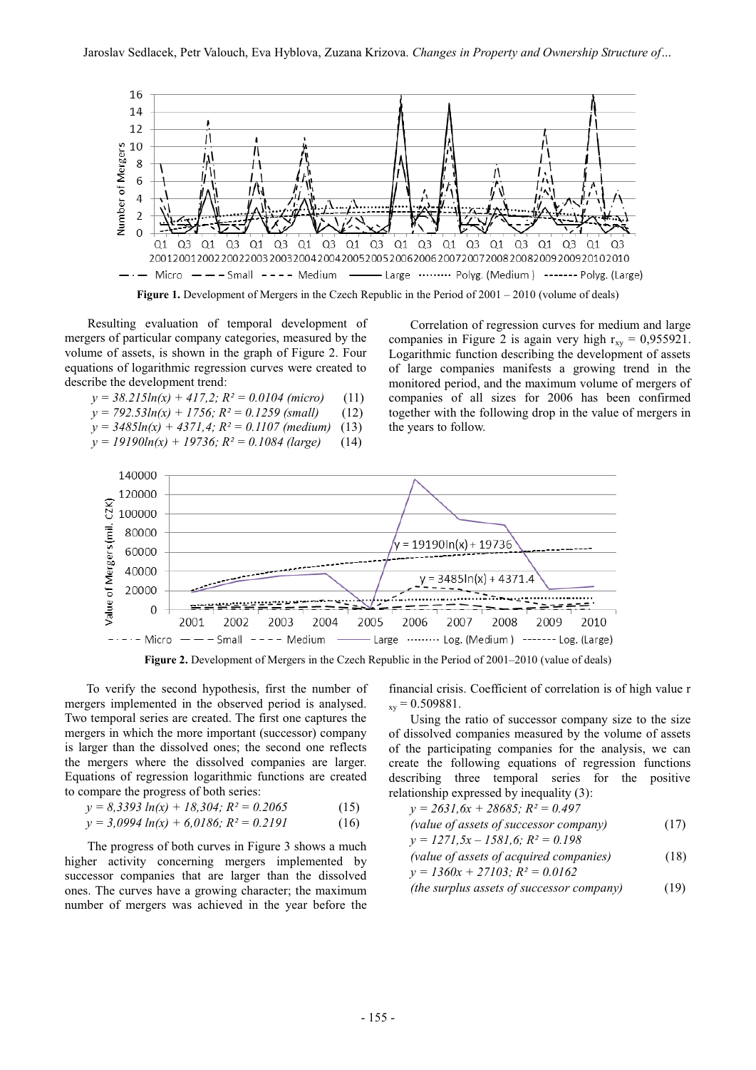**Figure 1.** Development of Mergers in the Czech Republic in the Period of 2001 – 2010 (volume of deals)

Resulting evaluation of temporal development of mergers of particular company categories, measured by the volume of assets, is shown in the graph of Figure 2. Four equations of logarithmic regression curves were created to describe the development trend:

$$y = 38.215\ln(x) + 417{,}2;\ R^2 = 0.0104\ (micro) \quad (11)$$

$$y = 792.53\ln(x) + 1756;\ R^2 = 0.1259\ (small) \quad (12)$$

$$y = 3485\ln(x) + 4371{,}4;\ R^2 = 0.1107\ (medium) \quad (13)$$

$$y = 19190\ln(x) + 19736;\ R^2 = 0.1084\ (large) \quad (14)$$

Correlation of regression curves for medium and large companies in Figure 2 is again very high $r_{xy} = 0{,}955921$. Logarithmic function describing the development of assets of large companies manifests a growing trend in the monitored period, and the maximum volume of mergers of companies of all sizes for 2006 has been confirmed together with the following drop in the value of mergers in the years to follow.

**Figure 2.** Development of Mergers in the Czech Republic in the Period of 2001–2010 (value of deals)

To verify the second hypothesis, first the number of mergers implemented in the observed period is analysed. Two temporal series are created. The first one captures the mergers in which the more important (successor) company is larger than the dissolved ones; the second one reflects the mergers where the dissolved companies are larger. Equations of regression logarithmic functions are created to compare the progress of both series:

$$y = 8{,}3393\ \ln(x) + 18{,}304;\ R^2 = 0.2065 \quad (15)$$

$$y = 3{,}0994\ \ln(x) + 6{,}0186;\ R^2 = 0.2191 \quad (16)$$

The progress of both curves in Figure 3 shows a much higher activity concerning mergers implemented by successor companies that are larger than the dissolved ones. The curves have a growing character; the maximum number of mergers was achieved in the year before the financial crisis. Coefficient of correlation is of high value $r_{xy} = 0.509881$.

Using the ratio of successor company size to the size of dissolved companies measured by the volume of assets of the participating companies for the analysis, we can create the following equations of regression functions describing three temporal series for the positive relationship expressed by inequality (3):

$$y = 2631{,}6x + 28685;\ R^2 = 0.497 \quad \text{(value of assets of successor company)} \quad (17)$$

$$y = 1271{,}5x - 1581{,}6;\ R^2 = 0.198 \quad \text{(value of assets of acquired companies)} \quad (18)$$

$$y = 1360x + 27103;\ R^2 = 0.0162 \quad \text{(the surplus assets of successor company)} \quad (19)$$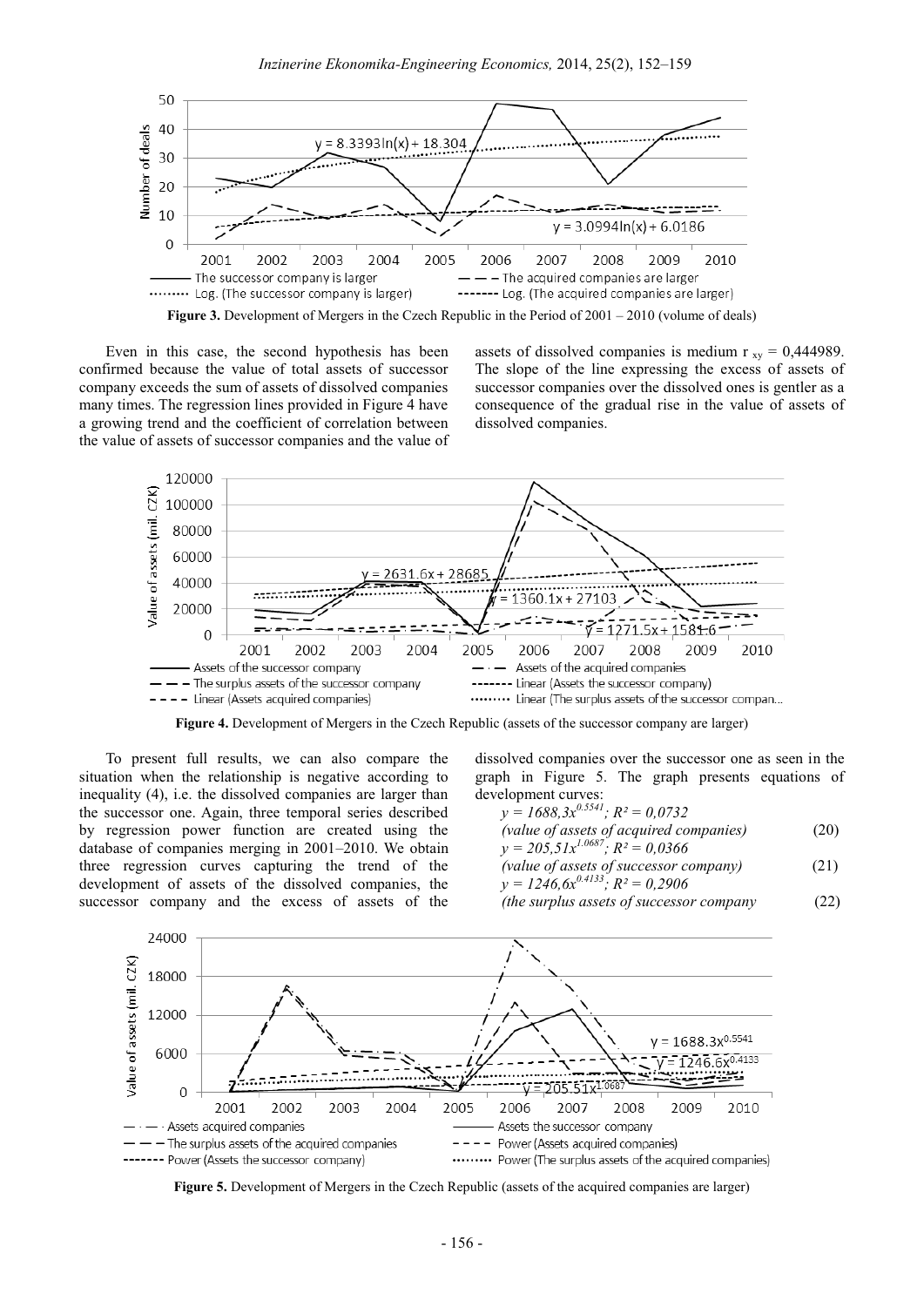**Figure 3.** Development of Mergers in the Czech Republic in the Period of 2001 – 2010 (volume of deals)

Even in this case, the second hypothesis has been confirmed because the value of total assets of successor company exceeds the sum of assets of dissolved companies many times. The regression lines provided in Figure 4 have a growing trend and the coefficient of correlation between the value of assets of successor companies and the value of assets of dissolved companies is medium $r_{xy} = 0{,}444989$. The slope of the line expressing the excess of assets of successor companies over the dissolved ones is gentler as a consequence of the gradual rise in the value of assets of dissolved companies.

**Figure 4.** Development of Mergers in the Czech Republic (assets of the successor company are larger)

To present full results, we can also compare the situation when the relationship is negative according to inequality (4), i.e. the dissolved companies are larger than the successor one. Again, three temporal series described by regression power function are created using the database of companies merging in 2001–2010. We obtain three regression curves capturing the trend of the development of assets of the dissolved companies, the successor company and the excess of assets of the dissolved companies over the successor one as seen in the graph in Figure 5. The graph presents equations of development curves:

$$y = 1688{,}3x^{0.5541};\ R^2 = 0{,}0732 \quad \textit{(value of assets of acquired companies)} \qquad (20)$$

$$y = 205{,}51x^{1.0687};\ R^2 = 0{,}0366 \quad \textit{(value of assets of successor company)} \qquad (21)$$

$$y = 1246{,}6x^{0.4133};\ R^2 = 0{,}2906 \quad \textit{(the surplus assets of successor company} \qquad (22)$$

**Figure 5.** Development of Mergers in the Czech Republic (assets of the acquired companies are larger)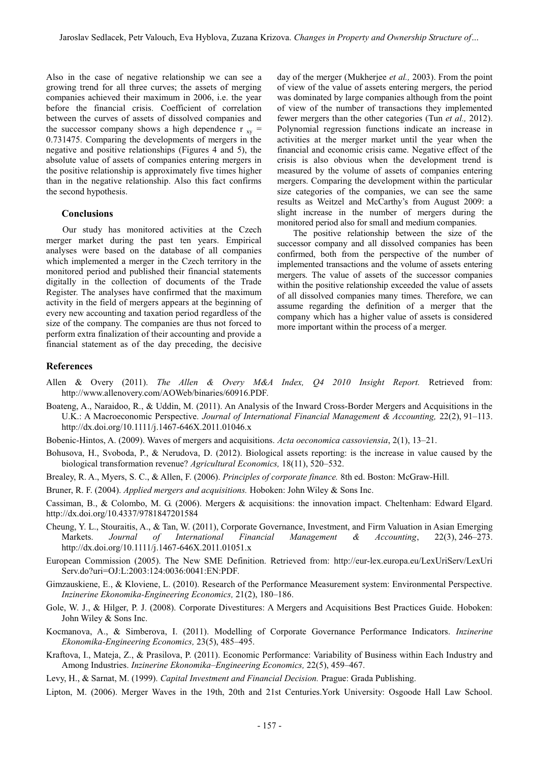Also in the case of negative relationship we can see a growing trend for all three curves; the assets of merging companies achieved their maximum in 2006, i.e. the year before the financial crisis. Coefficient of correlation between the curves of assets of dissolved companies and the successor company shows a high dependence $r_{xy} = 0.731475$. Comparing the developments of mergers in the negative and positive relationships (Figures 4 and 5), the absolute value of assets of companies entering mergers in the positive relationship is approximately five times higher than in the negative relationship. Also this fact confirms the second hypothesis.

## Conclusions

Our study has monitored activities at the Czech merger market during the past ten years. Empirical analyses were based on the database of all companies which implemented a merger in the Czech territory in the monitored period and published their financial statements digitally in the collection of documents of the Trade Register. The analyses have confirmed that the maximum activity in the field of mergers appears at the beginning of every new accounting and taxation period regardless of the size of the company. The companies are thus not forced to perform extra finalization of their accounting and provide a financial statement as of the day preceding, the decisive day of the merger (Mukherjee *et al.,* 2003). From the point of view of the value of assets entering mergers, the period was dominated by large companies although from the point of view of the number of transactions they implemented fewer mergers than the other categories (Tun *et al.,* 2012). Polynomial regression functions indicate an increase in activities at the merger market until the year when the financial and economic crisis came. Negative effect of the crisis is also obvious when the development trend is measured by the volume of assets of companies entering mergers. Comparing the development within the particular size categories of the companies, we can see the same results as Weitzel and McCarthy's from August 2009: a slight increase in the number of mergers during the monitored period also for small and medium companies.

The positive relationship between the size of the successor company and all dissolved companies has been confirmed, both from the perspective of the number of implemented transactions and the volume of assets entering mergers. The value of assets of the successor companies within the positive relationship exceeded the value of assets of all dissolved companies many times. Therefore, we can assume regarding the definition of a merger that the company which has a higher value of assets is considered more important within the process of a merger.

## References

Allen & Overy (2011). *The Allen & Overy M&A Index, Q4 2010 Insight Report.* Retrieved from: http://www.allenovery.com/AOWeb/binaries/60916.PDF.

Boateng, A., Naraidoo, R., & Uddin, M. (2011). An Analysis of the Inward Cross-Border Mergers and Acquisitions in the U.K.: A Macroeconomic Perspective. *Journal of International Financial Management & Accounting,* 22(2), 91–113. http://dx.doi.org/10.1111/j.1467-646X.2011.01046.x

Bobenic-Hintos, A. (2009). Waves of mergers and acquisitions. *Acta oeconomica cassoviensia*, 2(1), 13–21.

Bohusova, H., Svoboda, P., & Nerudova, D. (2012). Biological assets reporting: is the increase in value caused by the biological transformation revenue? *Agricultural Economics,* 18(11), 520–532.

Brealey, R. A., Myers, S. C., & Allen, F. (2006). *Principles of corporate finance.* 8th ed. Boston: McGraw-Hill.

Bruner, R. F. (2004). *Applied mergers and acquisitions.* Hoboken: John Wiley & Sons Inc.

Cassiman, B., & Colombo, M. G. (2006). Mergers & acquisitions: the innovation impact. Cheltenham: Edward Elgard. http://dx.doi.org/10.4337/9781847201584

Cheung, Y. L., Stouraitis, A., & Tan, W. (2011), Corporate Governance, Investment, and Firm Valuation in Asian Emerging Markets. *Journal of International Financial Management & Accounting*, 22(3), 246–273. http://dx.doi.org/10.1111/j.1467-646X.2011.01051.x

European Commission (2005). The New SME Definition. Retrieved from: http://eur-lex.europa.eu/LexUriServ/LexUriServ.do?uri=OJ:L:2003:124:0036:0041:EN:PDF.

Gimzauskiene, E., & Kloviene, L. (2010). Research of the Performance Measurement system: Environmental Perspective. *Inzinerine Ekonomika-Engineering Economics,* 21(2), 180–186.

Gole, W. J., & Hilger, P. J. (2008). Corporate Divestitures: A Mergers and Acquisitions Best Practices Guide. Hoboken: John Wiley & Sons Inc.

Kocmanova, A., & Simberova, I. (2011). Modelling of Corporate Governance Performance Indicators. *Inzinerine Ekonomika-Engineering Economics,* 23(5), 485–495.

Kraftova, I., Mateja, Z., & Prasilova, P. (2011). Economic Performance: Variability of Business within Each Industry and Among Industries. *Inzinerine Ekonomika–Engineering Economics,* 22(5), 459–467.

Levy, H., & Sarnat, M. (1999). *Capital Investment and Financial Decision.* Prague: Grada Publishing.

Lipton, M. (2006). Merger Waves in the 19th, 20th and 21st Centuries.York University: Osgoode Hall Law School.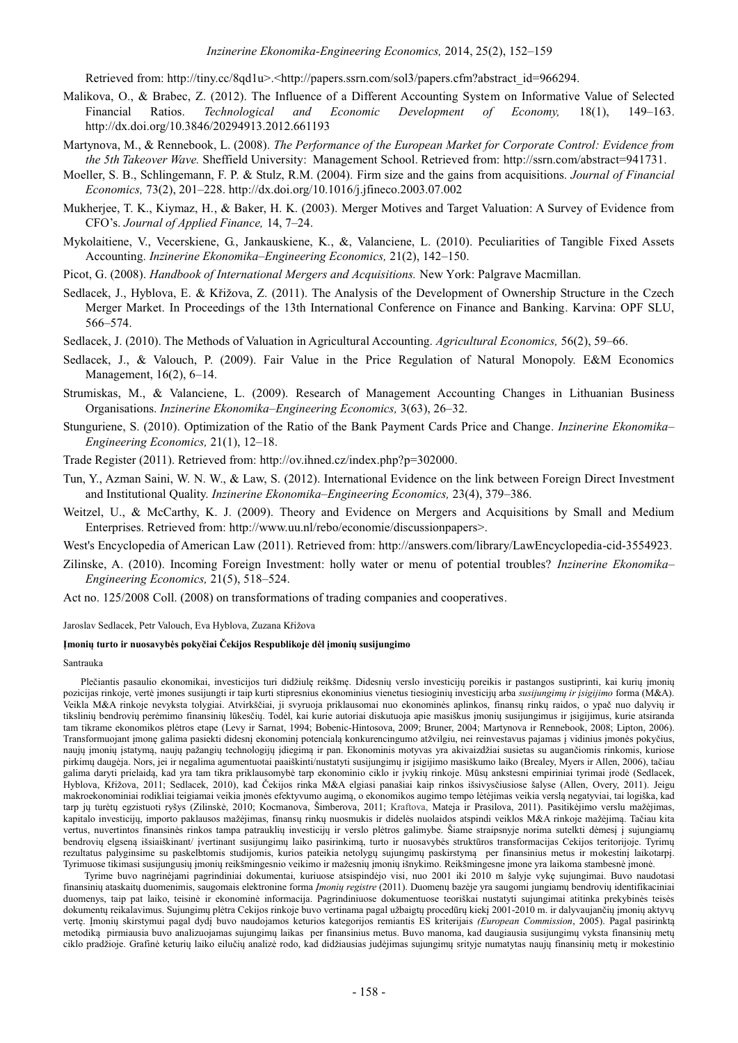Retrieved from: http://tiny.cc/8qd1u>.<http://papers.ssrn.com/sol3/papers.cfm?abstract_id=966294.

Malikova, O., & Brabec, Z. (2012). The Influence of a Different Accounting System on Informative Value of Selected Financial Ratios. *Technological and Economic Development of Economy,* 18(1), 149–163. http://dx.doi.org/10.3846/20294913.2012.661193

Martynova, M., & Rennebook, L. (2008). *The Performance of the European Market for Corporate Control: Evidence from the 5th Takeover Wave.* Sheffield University: Management School. Retrieved from: http://ssrn.com/abstract=941731.

Moeller, S. B., Schlingemann, F. P. & Stulz, R.M. (2004). Firm size and the gains from acquisitions. *Journal of Financial Economics,* 73(2), 201–228. http://dx.doi.org/10.1016/j.jfineco.2003.07.002

Mukherjee, T. K., Kiymaz, H., & Baker, H. K. (2003). Merger Motives and Target Valuation: A Survey of Evidence from CFO's. *Journal of Applied Finance,* 14, 7–24.

Mykolaitiene, V., Vecerskiene, G., Jankauskiene, K., &, Valanciene, L. (2010). Peculiarities of Tangible Fixed Assets Accounting. *Inzinerine Ekonomika–Engineering Economics,* 21(2), 142–150.

Picot, G. (2008). *Handbook of International Mergers and Acquisitions.* New York: Palgrave Macmillan.

Sedlacek, J., Hyblova, E. & Křižova, Z. (2011). The Analysis of the Development of Ownership Structure in the Czech Merger Market. In Proceedings of the 13th International Conference on Finance and Banking. Karvina: OPF SLU, 566–574.

Sedlacek, J. (2010). The Methods of Valuation in Agricultural Accounting. *Agricultural Economics,* 56(2), 59–66.

Sedlacek, J., & Valouch, P. (2009). Fair Value in the Price Regulation of Natural Monopoly. E&M Economics Management, 16(2), 6–14.

Strumiskas, M., & Valanciene, L. (2009). Research of Management Accounting Changes in Lithuanian Business Organisations. *Inzinerine Ekonomika–Engineering Economics,* 3(63), 26–32.

Stunguriene, S. (2010). Optimization of the Ratio of the Bank Payment Cards Price and Change. *Inzinerine Ekonomika–Engineering Economics,* 21(1), 12–18.

Trade Register (2011). Retrieved from: http://ov.ihned.cz/index.php?p=302000.

Tun, Y., Azman Saini, W. N. W., & Law, S. (2012). International Evidence on the link between Foreign Direct Investment and Institutional Quality. *Inzinerine Ekonomika–Engineering Economics,* 23(4), 379–386.

Weitzel, U., & McCarthy, K. J. (2009). Theory and Evidence on Mergers and Acquisitions by Small and Medium Enterprises. Retrieved from: http://www.uu.nl/rebo/economie/discussionpapers>.

West's Encyclopedia of American Law (2011). Retrieved from: http://answers.com/library/LawEncyclopedia-cid-3554923.

Zilinske, A. (2010). Incoming Foreign Investment: holly water or menu of potential troubles? *Inzinerine Ekonomika–Engineering Economics,* 21(5), 518–524.

Act no. 125/2008 Coll. (2008) on transformations of trading companies and cooperatives.

Jaroslav Sedlacek, Petr Valouch, Eva Hyblova, Zuzana Křižova

**Įmonių turto ir nuosavybės pokyčiai Čekijos Respublikoje dėl įmonių susijungimo**

Santrauka

Plečiantis pasaulio ekonomikai, investicijos turi didžiulę reikšmę. Didesnių verslo investicijų poreikis ir pastangos sustiprinti, kai kurių įmonių pozicijas rinkoje, vertė įmones susijungti ir taip kurti stipresnius ekonominius vienetus tiesioginių investicijų arba *susijungimų ir įsigijimo* forma (M&A). Veikla M&A rinkoje nevyksta tolygiai. Atvirkščiai, ji svyruoja priklausomai nuo ekonominės aplinkos, finansų rinkų raidos, o ypač nuo dalyvių ir tikslinių bendrovių perėmimo finansinių lūkesčių. Todėl, kai kurie autoriai diskutuoja apie masiškus įmonių susijungimus ir įsigijimus, kurie atsiranda tam tikrame ekonomikos plėtros etape (Levy ir Sarnat, 1994; Bobenic-Hintosova, 2009; Bruner, 2004; Martynova ir Rennebook, 2008; Lipton, 2006). Transformuojant įmonę galima pasiekti didesnį ekonominį potencialą konkurencingumo atžvilgiu, nei reinvestavus pajamas į vidinius įmonės pokyčius, naujų įmonių įstatymą, naujų pažangių technologijų įdiegimą ir pan. Ekonominis motyvas yra akivaizdžiai susietas su augančiomis rinkomis, kuriose pirkimų daugėja. Nors, jei ir negalima agumentuotai paaiškinti/nustatyti susijungimų ir įsigijimo masiškumo laiko (Brealey, Myers ir Allen, 2006), tačiau galima daryti prielaidą, kad yra tam tikra priklausomybė tarp ekonominio ciklo ir įvykių rinkoje. Mūsų ankstesni empiriniai tyrimai įrodė (Sedlacek, Hyblova, Křižova, 2011; Sedlacek, 2010), kad Čekijos rinka M&A elgiasi panašiai kaip rinkos išsivysčiusiose šalyse (Allen, Overy, 2011). Jeigu makroekonominiai rodikliai teigiamai veikia įmonės efektyvumo augimą, o ekonomikos augimo tempo lėtėjimas veikia verslą negatyviai, tai logiška, kad tarp jų turėtų egzistuoti ryšys (Zilinskė, 2010; Kocmanova, Šimberova, 2011; Kraftova, Mateja ir Prasilova, 2011). Pasitikėjimo verslu mažėjimas, kapitalo investicijų, importo paklausos mažėjimas, finansų rinkų nuosmukis ir didelės nuolaidos atspindi veiklos M&A rinkoje mažėjimą. Tačiau kita vertus, nuvertintos finansinės rinkos tampa patrauklių investicijų ir verslo plėtros galimybe. Šiame straipsnyje norima sutelkti dėmesį į sujungiamų bendrovių elgseną išsiaiškinant/ įvertinant susijungimų laiko pasirinkimą, turto ir nuosavybės struktūros transformacijas Čekijos teritorijoje. Tyrimų rezultatus palyginsime su paskelbtomis studijomis, kurios pateikia netolygų sujungimų paskirstymą per finansinius metus ir mokestinį laikotarpį. Tyrimuose tikimasi susijungusių įmonių reikšmingesnio veikimo ir mažesnių įmonių išnykimo. Reikšmingesne įmone yra laikoma stambesnė įmonė.

Tyrime buvo nagrinėjami pagrindiniai dokumentai, kuriuose atsispindėjo visi, nuo 2001 iki 2010 m šalyje vykę sujungimai. Buvo naudotasi finansinių ataskaitų duomenimis, saugomais elektronine forma *Įmonių registre* (2011). Duomenų bazėje yra saugomi jungiamų bendrovių identifikaciniai duomenys, taip pat laiko, teisinė ir ekonominė informacija. Pagrindiniuose dokumentuose teoriškai nustatyti sujungimai atitinka prekybinės teisės dokumentų reikalavimus. Sujungimų plėtra Cekijos rinkoje buvo vertinama pagal užbaigtų procedūrų kiekį 2001-2010 m. ir dalyvaujančių įmonių aktyvų vertę. Įmonių skirstymui pagal dydį buvo naudojamos keturios kategorijos remiantis ES kriterijais *(European Commission*, 2005). Pagal pasirinktą metodiką pirmiausia buvo analizuojamas sujungimų laikas per finansinius metus. Buvo manoma, kad daugiausia susijungimų vyksta finansinių metų ciklo pradžioje. Grafinė keturių laiko eilučių analizė rodo, kad didžiausias judėjimas sujungimų srityje numatytas naujų finansinių metų ir mokestinio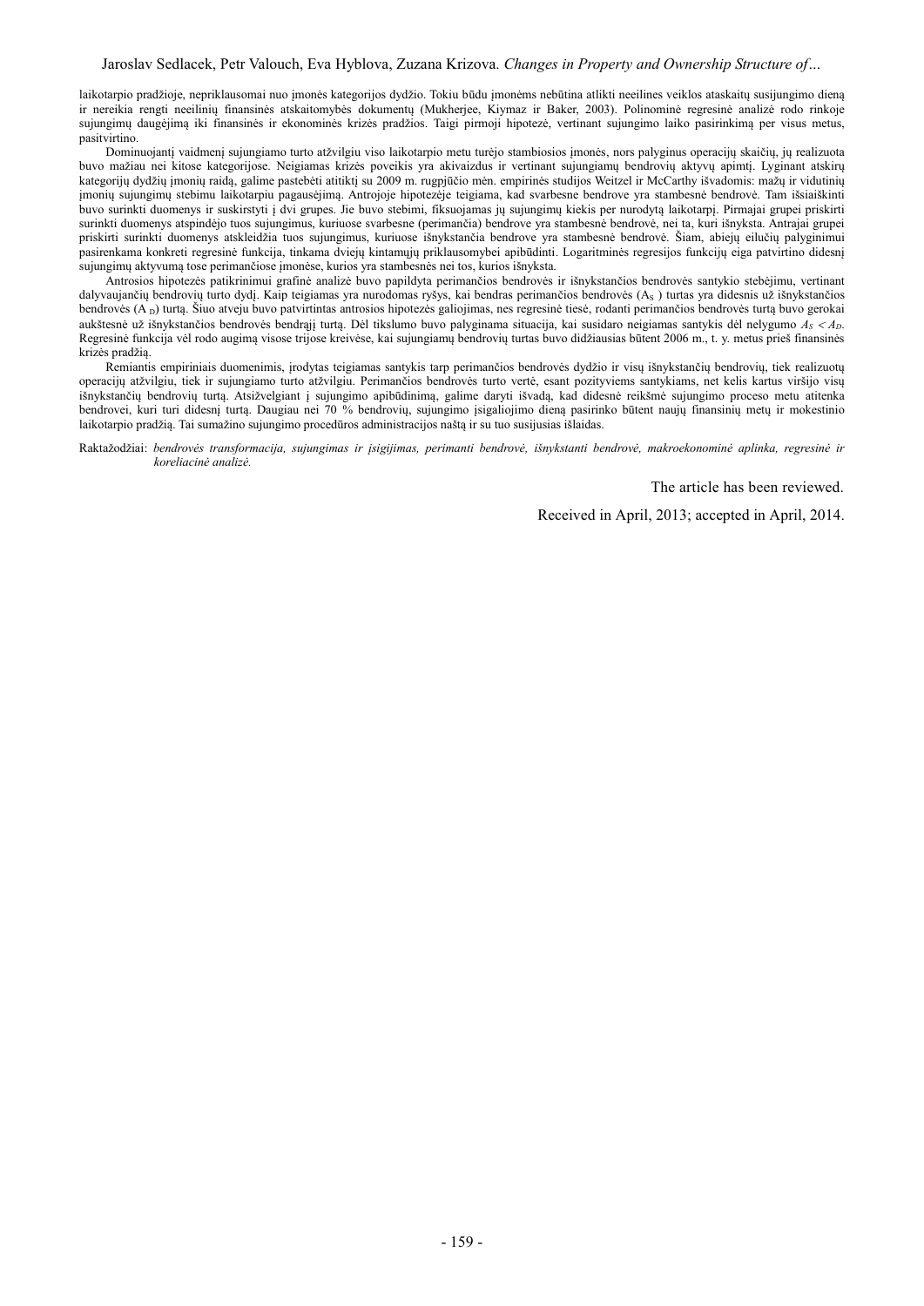laikotarpio pradžioje, nepriklausomai nuo įmonės kategorijos dydžio. Tokiu būdu įmonėms nebūtina atlikti neeilines veiklos ataskaitų susijungimo dieną ir nereikia rengti neeilinių finansinės atskaitomybės dokumentų (Mukherjee, Kiymaz ir Baker, 2003). Polinominė regresinė analizė rodo rinkoje sujungimų daugėjimą iki finansinės ir ekonominės krizės pradžios. Taigi pirmoji hipotezė, vertinant sujungimo laiko pasirinkimą per visus metus, pasitvirtino.

Dominuojantį vaidmenį sujungiamo turto atžvilgiu viso laikotarpio metu turėjo stambiosios įmonės, nors palyginus operacijų skaičių, jų realizuota buvo mažiau nei kitose kategorijose. Neigiamas krizės poveikis yra akivaizdus ir vertinant sujungiamų bendrovių aktyvų apimtį. Lyginant atskirų kategorijų dydžių įmonių raidą, galime pastebėti atitiktį su 2009 m. rugpjūčio mėn. empirinės studijos Weitzel ir McCarthy išvadomis: mažų ir vidutinių įmonių sujungimų stebimu laikotarpiu pagausėjimą. Antrojoje hipotezėje teigiama, kad svarbesne bendrove yra stambesnė bendrovė. Tam išsiaiškinti buvo surinkti duomenys ir suskirstyti į dvi grupes. Jie buvo stebimi, fiksuojamas jų sujungimų kiekis per nurodytą laikotarpį. Pirmajai grupei priskirti surinkti duomenys atspindėjo tuos sujungimus, kuriuose svarbesne (perimančia) bendrove yra stambesnė bendrovė, nei ta, kuri išnyksta. Antrajai grupei priskirti surinkti duomenys atskleidžia tuos sujungimus, kuriuose išnykstančia bendrove yra stambesnė bendrovė. Šiam, abiejų eilučių palyginimui pasirenkama konkreti regresinė funkcija, tinkama dviejų kintamųjų priklausomybei apibūdinti. Logaritminės regresijos funkcijų eiga patvirtino didesnį sujungimų aktyvumą tose perimančiose įmonėse, kurios yra stambesnės nei tos, kurios išnyksta.

Antrosios hipotezės patikrinimui grafinė analizė buvo papildyta perimančios bendrovės ir išnykstančios bendrovės santykio stebėjimu, vertinant dalyvaujančių bendrovių turto dydį. Kaip teigiamas yra nurodomas ryšys, kai bendras perimančios bendrovės ($A_S$) turtas yra didesnis už išnykstančios bendrovės ($A_D$) turtą. Šiuo atveju buvo patvirtintas antrosios hipotezės galiojimas, nes regresinė tiesė, rodanti perimančios bendrovės turtą buvo gerokai aukštesnė už išnykstančios bendrovės bendrąjį turtą. Dėl tikslumo buvo palyginama situacija, kai susidaro neigiamas santykis dėl nelygumo $A_S < A_D$. Regresinė funkcija vėl rodo augimą visose trijose kreivėse, kai sujungiamų bendrovių turtas buvo didžiausias būtent 2006 m., t. y. metus prieš finansinės krizės pradžią.

Remiantis empiriniais duomenimis, įrodytas teigiamas santykis tarp perimančios bendrovės dydžio ir visų išnykstančių bendrovių, tiek realizuotų operacijų atžvilgiu, tiek ir sujungiamo turto atžvilgiu. Perimančios bendrovės turto vertė, esant pozityviems santykiams, net kelis kartus viršijo visų išnykstančių bendrovių turtą. Atsižvelgiant į sujungimo apibūdinimą, galime daryti išvadą, kad didesnė reikšmė sujungimo proceso metu atitenka bendrovei, kuri turi didesnį turtą. Daugiau nei 70 % bendrovių, sujungimo įsigaliojimo dieną pasirinko būtent naujų finansinių metų ir mokestinio laikotarpio pradžią. Tai sumažino sujungimo procedūros administracijos naštą ir su tuo susijusias išlaidas.

Raktažodžiai: *bendrovės transformacija, sujungimas ir įsigijimas, perimanti bendrovė, išnykstanti bendrovė, makroekonominė aplinka, regresinė ir koreliacinė analizė.*

The article has been reviewed.

Received in April, 2013; accepted in April, 2014.